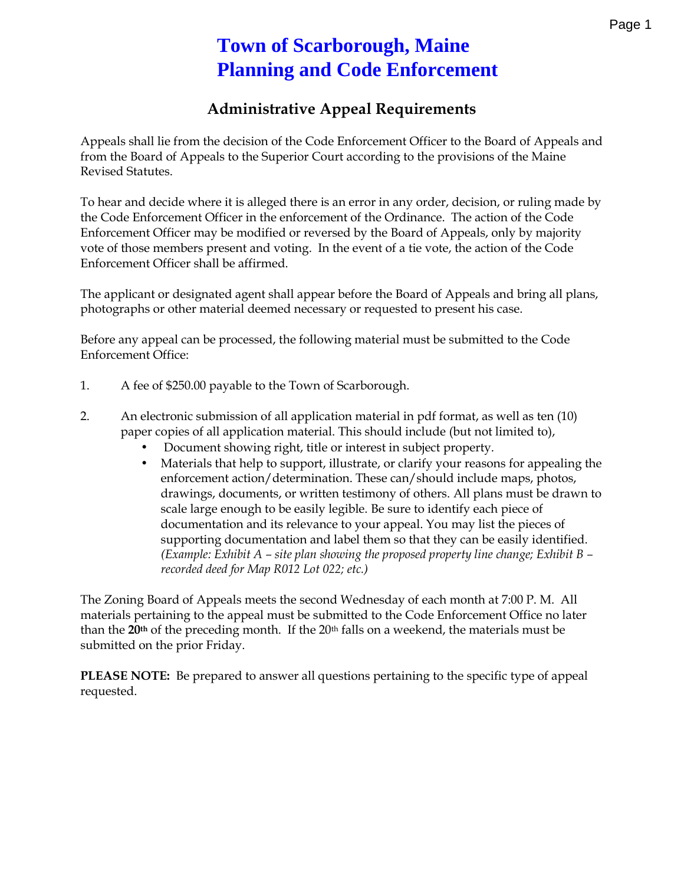# Town of Scarborough, Maine
# Planning and Code Enforcement

## Administrative Appeal Requirements

Appeals shall lie from the decision of the Code Enforcement Officer to the Board of Appeals and from the Board of Appeals to the Superior Court according to the provisions of the Maine Revised Statutes.

To hear and decide where it is alleged there is an error in any order, decision, or ruling made by the Code Enforcement Officer in the enforcement of the Ordinance. The action of the Code Enforcement Officer may be modified or reversed by the Board of Appeals, only by majority vote of those members present and voting. In the event of a tie vote, the action of the Code Enforcement Officer shall be affirmed.

The applicant or designated agent shall appear before the Board of Appeals and bring all plans, photographs or other material deemed necessary or requested to present his case.

Before any appeal can be processed, the following material must be submitted to the Code Enforcement Office:

1. A fee of $250.00 payable to the Town of Scarborough.

2. An electronic submission of all application material in pdf format, as well as ten (10) paper copies of all application material. This should include (but not limited to),
   - Document showing right, title or interest in subject property.
   - Materials that help to support, illustrate, or clarify your reasons for appealing the enforcement action/determination. These can/should include maps, photos, drawings, documents, or written testimony of others. All plans must be drawn to scale large enough to be easily legible. Be sure to identify each piece of documentation and its relevance to your appeal. You may list the pieces of supporting documentation and label them so that they can be easily identified. *(Example: Exhibit A – site plan showing the proposed property line change; Exhibit B – recorded deed for Map R012 Lot 022; etc.)*

The Zoning Board of Appeals meets the second Wednesday of each month at 7:00 P. M. All materials pertaining to the appeal must be submitted to the Code Enforcement Office no later than the **20th** of the preceding month. If the 20th falls on a weekend, the materials must be submitted on the prior Friday.

**PLEASE NOTE:** Be prepared to answer all questions pertaining to the specific type of appeal requested.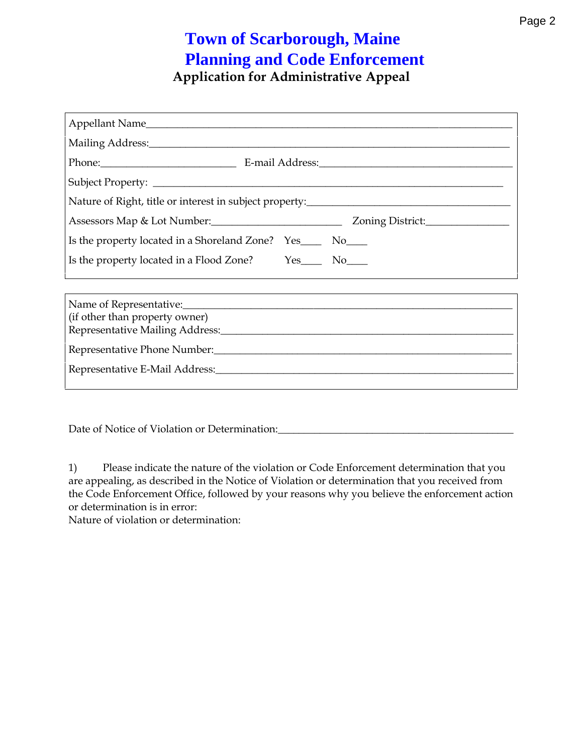# Town of Scarborough, Maine
# Planning and Code Enforcement
## Application for Administrative Appeal

Appellant Name\_\_\_\_\_\_\_\_\_\_\_\_\_\_\_\_\_\_\_\_\_\_\_\_\_\_\_\_\_\_\_\_\_\_\_\_\_\_\_\_\_\_\_\_\_\_\_\_\_\_\_\_\_\_\_\_\_\_\_\_\_\_\_\_\_\_\_\_

Mailing Address:\_\_\_\_\_\_\_\_\_\_\_\_\_\_\_\_\_\_\_\_\_\_\_\_\_\_\_\_\_\_\_\_\_\_\_\_\_\_\_\_\_\_\_\_\_\_\_\_\_\_\_\_\_\_\_\_\_\_\_\_\_\_\_\_\_\_\_

Phone:\_\_\_\_\_\_\_\_\_\_\_\_\_\_\_\_\_\_\_\_\_\_\_\_\_ E-mail Address:\_\_\_\_\_\_\_\_\_\_\_\_\_\_\_\_\_\_\_\_\_\_\_\_\_\_\_\_\_\_\_\_\_\_\_\_\_

Subject Property: \_\_\_\_\_\_\_\_\_\_\_\_\_\_\_\_\_\_\_\_\_\_\_\_\_\_\_\_\_\_\_\_\_\_\_\_\_\_\_\_\_\_\_\_\_\_\_\_\_\_\_\_\_\_\_\_\_\_\_\_\_\_\_\_

Nature of Right, title or interest in subject property:\_\_\_\_\_\_\_\_\_\_\_\_\_\_\_\_\_\_\_\_\_\_\_\_\_\_\_\_\_\_\_\_\_\_\_\_\_\_

Assessors Map & Lot Number:\_\_\_\_\_\_\_\_\_\_\_\_\_\_\_\_\_\_\_\_\_\_\_\_\_ Zoning District:\_\_\_\_\_\_\_\_\_\_\_\_\_\_\_

Is the property located in a Shoreland Zone? Yes\_\_\_\_ No\_\_\_\_

Is the property located in a Flood Zone? Yes\_\_\_\_ No\_\_\_\_

Name of Representative:\_\_\_\_\_\_\_\_\_\_\_\_\_\_\_\_\_\_\_\_\_\_\_\_\_\_\_\_\_\_\_\_\_\_\_\_\_\_\_\_\_\_\_\_\_\_\_\_\_\_\_\_\_\_\_\_\_\_\_\_\_
(if other than property owner)
Representative Mailing Address:\_\_\_\_\_\_\_\_\_\_\_\_\_\_\_\_\_\_\_\_\_\_\_\_\_\_\_\_\_\_\_\_\_\_\_\_\_\_\_\_\_\_\_\_\_\_\_\_\_\_\_\_\_

Representative Phone Number:\_\_\_\_\_\_\_\_\_\_\_\_\_\_\_\_\_\_\_\_\_\_\_\_\_\_\_\_\_\_\_\_\_\_\_\_\_\_\_\_\_\_\_\_\_\_\_\_\_\_\_\_\_\_

Representative E-Mail Address:\_\_\_\_\_\_\_\_\_\_\_\_\_\_\_\_\_\_\_\_\_\_\_\_\_\_\_\_\_\_\_\_\_\_\_\_\_\_\_\_\_\_\_\_\_\_\_\_\_\_\_\_\_\_

Date of Notice of Violation or Determination:\_\_\_\_\_\_\_\_\_\_\_\_\_\_\_\_\_\_\_\_\_\_\_\_\_\_\_\_\_\_\_\_\_\_\_\_\_\_\_\_\_\_\_

1) Please indicate the nature of the violation or Code Enforcement determination that you are appealing, as described in the Notice of Violation or determination that you received from the Code Enforcement Office, followed by your reasons why you believe the enforcement action or determination is in error:

Nature of violation or determination: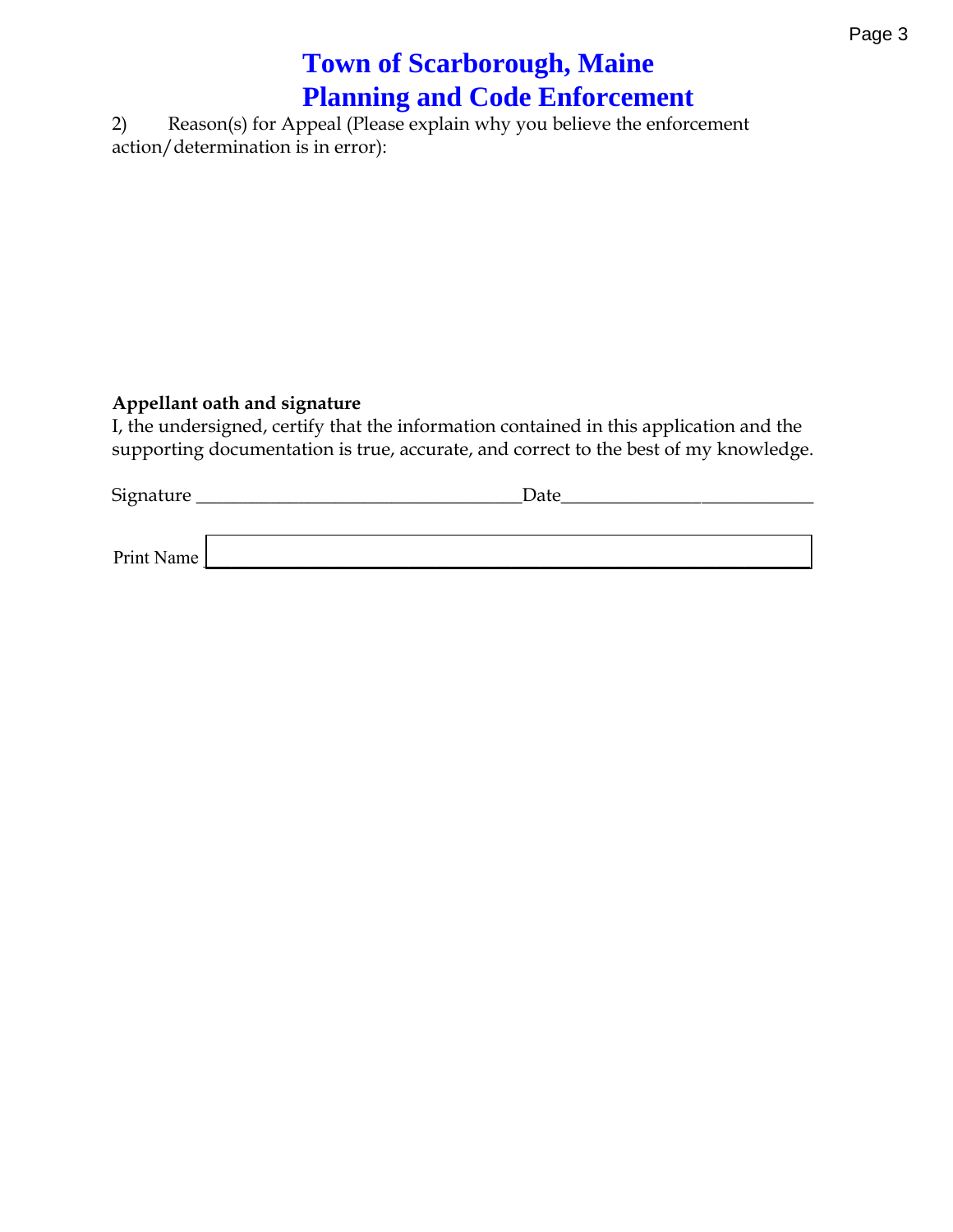# Town of Scarborough, Maine
# Planning and Code Enforcement

2) Reason(s) for Appeal (Please explain why you believe the enforcement action/determination is in error):

**Appellant oath and signature**

I, the undersigned, certify that the information contained in this application and the supporting documentation is true, accurate, and correct to the best of my knowledge.

Signature _________________________________Date_________________________

Print Name ____________________________________________________________